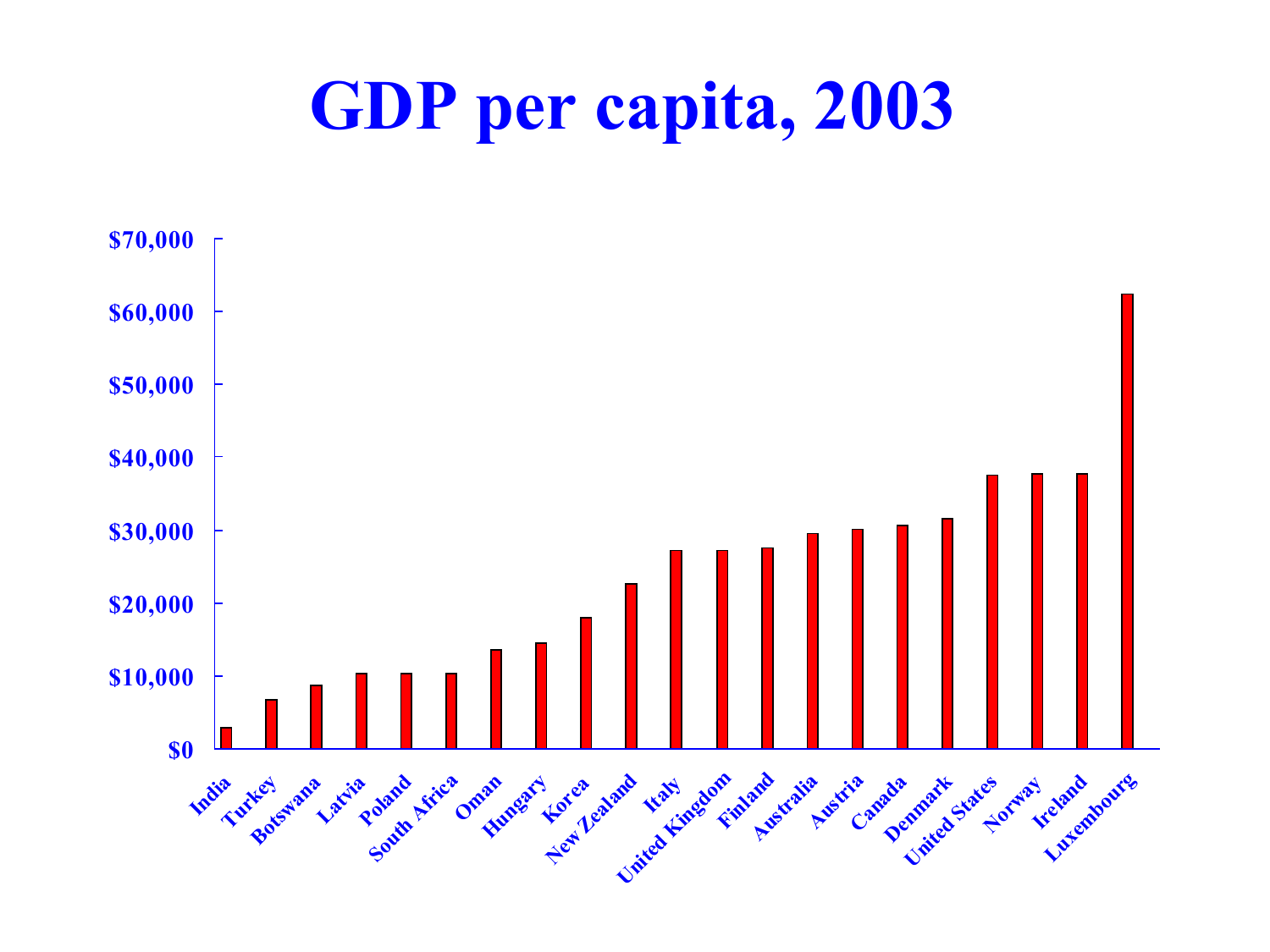# GDP per capita, 2003

| Country | GDP per capita |
|---|---|
| India | ~$3,000 |
| Turkey | ~$6,800 |
| Botswana | ~$8,800 |
| Latvia | ~$10,400 |
| Poland | ~$10,400 |
| South Africa | ~$10,400 |
| Oman | ~$13,600 |
| Hungary | ~$14,500 |
| Korea | ~$18,000 |
| New Zealand | ~$22,700 |
| Italy | ~$27,200 |
| United Kingdom | ~$27,200 |
| Finland | ~$27,600 |
| Australia | ~$29,500 |
| Austria | ~$30,100 |
| Canada | ~$30,700 |
| Denmark | ~$31,600 |
| United States | ~$37,500 |
| Norway | ~$37,700 |
| Ireland | ~$37,700 |
| Luxembourg | ~$62,300 |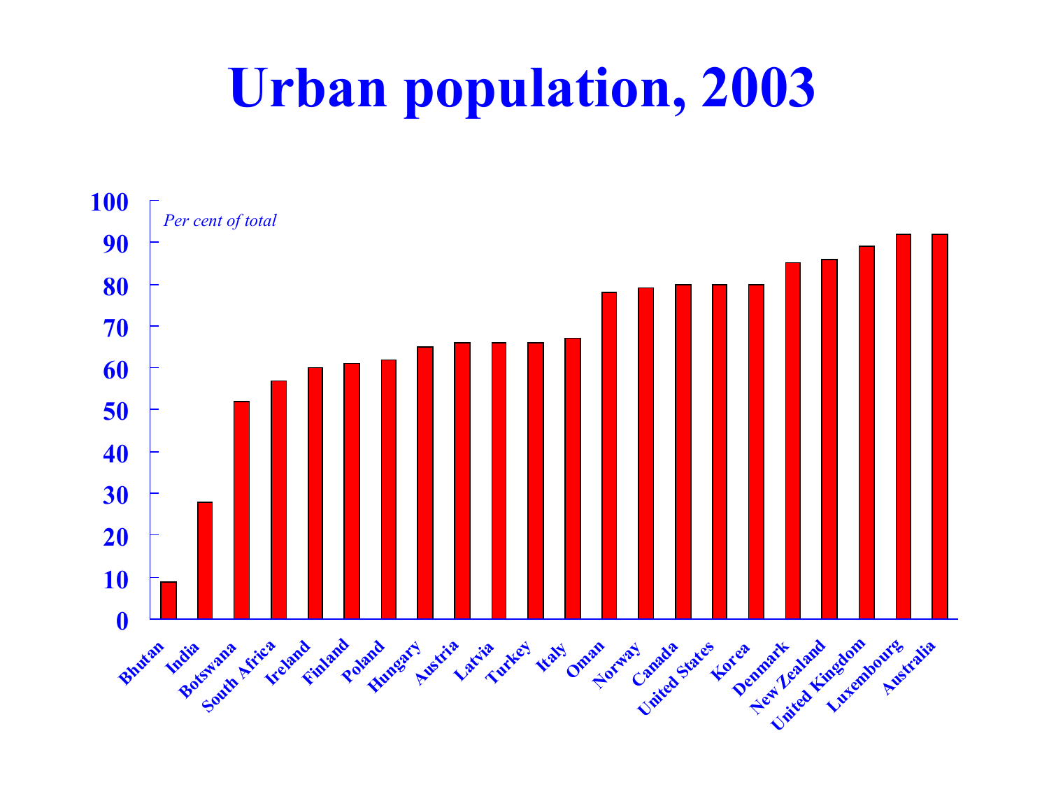# Urban population, 2003

*Per cent of total*

| Country | Per cent of total |
|---|---|
| Bhutan | 9 |
| India | 28 |
| Botswana | 52 |
| South Africa | 57 |
| Ireland | 60 |
| Finland | 61 |
| Poland | 62 |
| Hungary | 65 |
| Austria | 66 |
| Latvia | 66 |
| Turkey | 66 |
| Italy | 67 |
| Oman | 78 |
| Norway | 79 |
| Canada | 80 |
| United States | 80 |
| Korea | 80 |
| Denmark | 85 |
| New Zealand | 86 |
| United Kingdom | 89 |
| Luxembourg | 92 |
| Australia | 92 |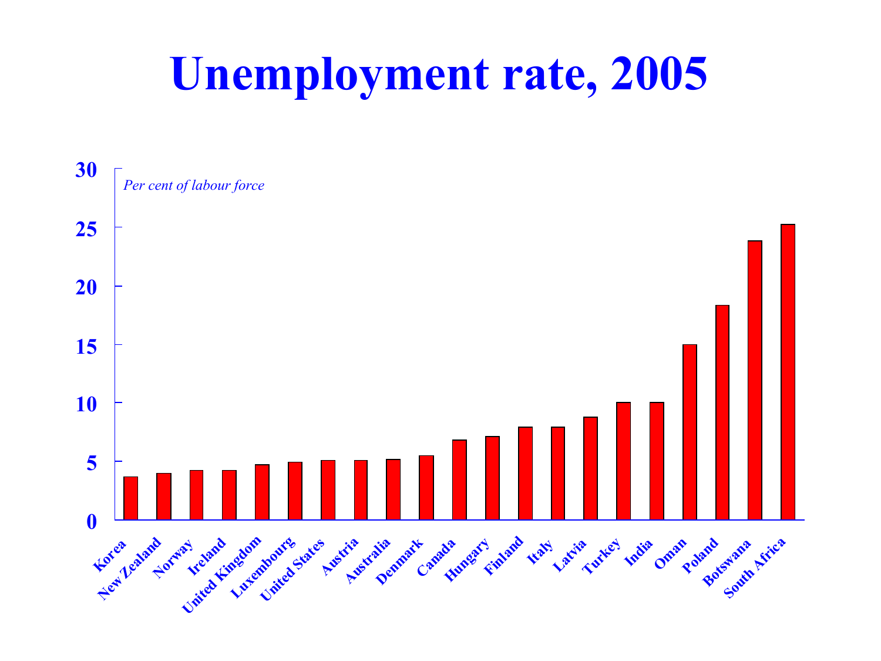# Unemployment rate, 2005

*Per cent of labour force*

Korea, New Zealand, Norway, Ireland, United Kingdom, Luxembourg, United States, Austria, Australia, Denmark, Canada, Hungary, Finland, Italy, Latvia, Turkey, India, Oman, Poland, Botswana, South Africa

0, 5, 10, 15, 20, 25, 30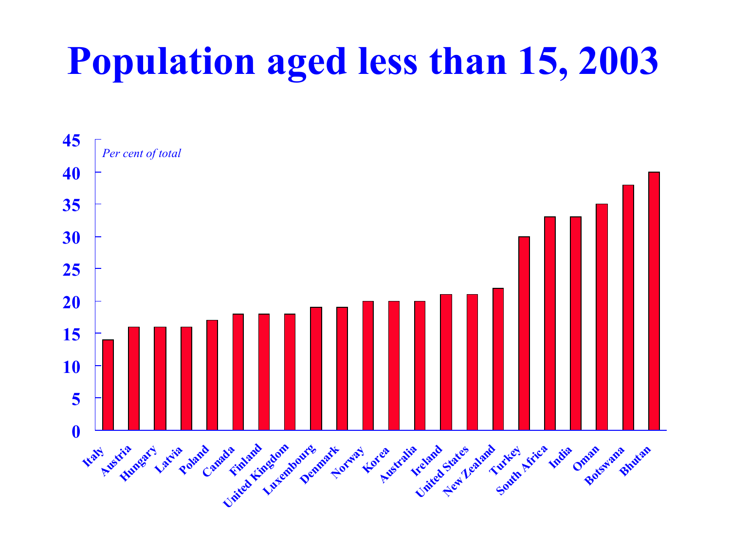# Population aged less than 15, 2003

*Per cent of total*

| Country | Per cent of total |
|---|---|
| Italy | 14 |
| Austria | 16 |
| Hungary | 16 |
| Latvia | 16 |
| Poland | 17 |
| Canada | 18 |
| Finland | 18 |
| United Kingdom | 18 |
| Luxembourg | 19 |
| Denmark | 19 |
| Norway | 20 |
| Korea | 20 |
| Australia | 20 |
| Ireland | 21 |
| United States | 21 |
| New Zealand | 22 |
| Turkey | 30 |
| South Africa | 33 |
| India | 33 |
| Oman | 35 |
| Botswana | 38 |
| Bhutan | 40 |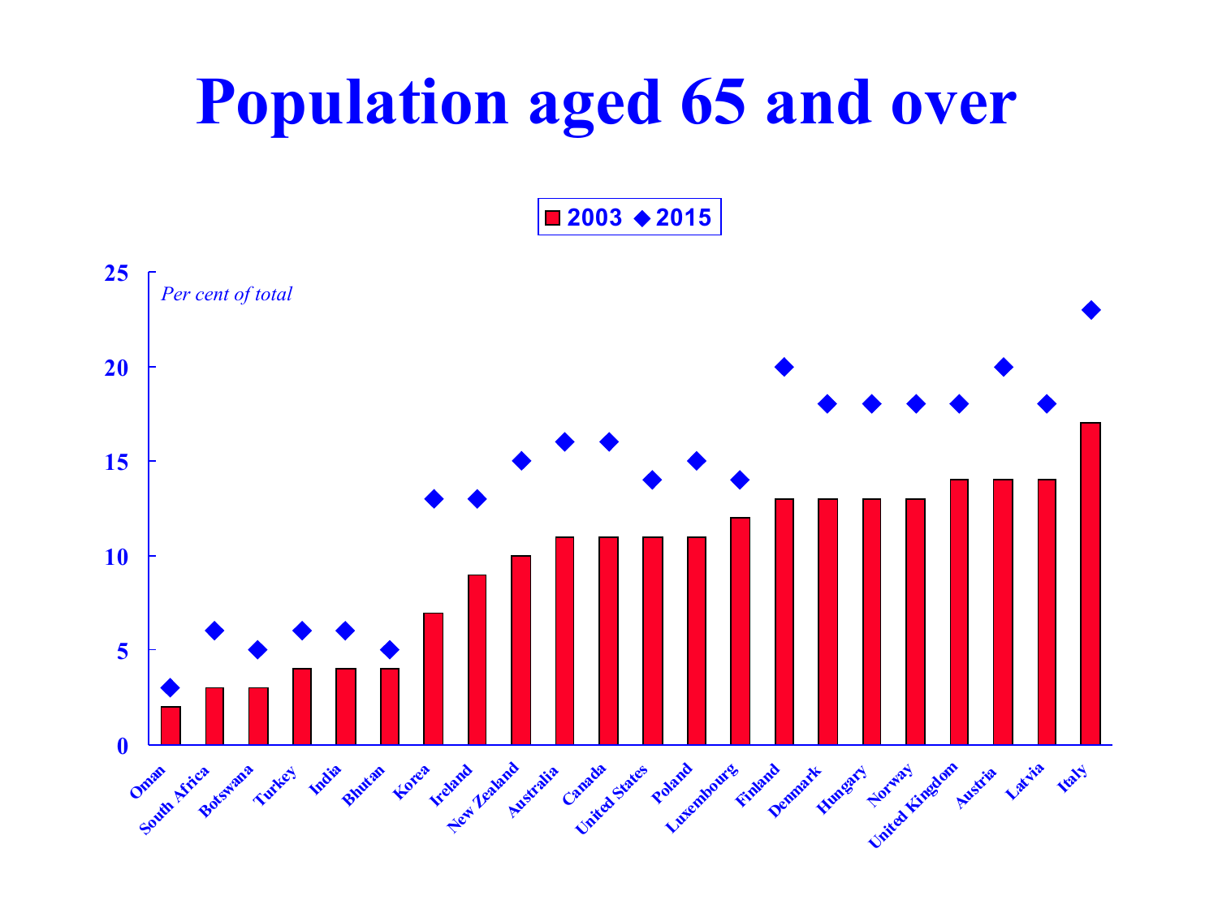# Population aged 65 and over

2003
2015

Per cent of total

25
20
15
10
5
0

Oman
South Africa
Botswana
Turkey
India
Bhutan
Korea
Ireland
New Zealand
Australia
Canada
United States
Poland
Luxembourg
Finland
Denmark
Hungary
Norway
United Kingdom
Austria
Latvia
Italy